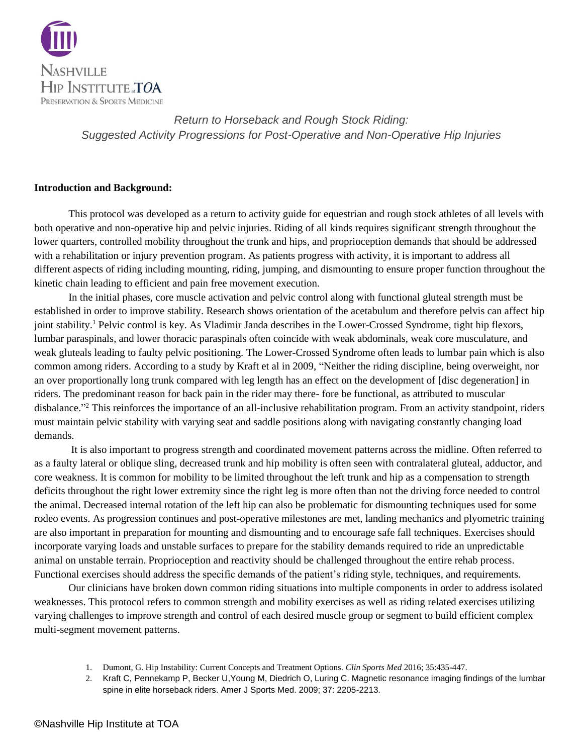Nashville Hip Institute at TOA
Preservation & Sports Medicine

*Return to Horseback and Rough Stock Riding:*
*Suggested Activity Progressions for Post-Operative and Non-Operative Hip Injuries*

**Introduction and Background:**

This protocol was developed as a return to activity guide for equestrian and rough stock athletes of all levels with both operative and non-operative hip and pelvic injuries. Riding of all kinds requires significant strength throughout the lower quarters, controlled mobility throughout the trunk and hips, and proprioception demands that should be addressed with a rehabilitation or injury prevention program. As patients progress with activity, it is important to address all different aspects of riding including mounting, riding, jumping, and dismounting to ensure proper function throughout the kinetic chain leading to efficient and pain free movement execution.

In the initial phases, core muscle activation and pelvic control along with functional gluteal strength must be established in order to improve stability. Research shows orientation of the acetabulum and therefore pelvis can affect hip joint stability.[1] Pelvic control is key. As Vladimir Janda describes in the Lower-Crossed Syndrome, tight hip flexors, lumbar paraspinals, and lower thoracic paraspinals often coincide with weak abdominals, weak core musculature, and weak gluteals leading to faulty pelvic positioning. The Lower-Crossed Syndrome often leads to lumbar pain which is also common among riders. According to a study by Kraft et al in 2009, "Neither the riding discipline, being overweight, nor an over proportionally long trunk compared with leg length has an effect on the development of [disc degeneration] in riders. The predominant reason for back pain in the rider may there- fore be functional, as attributed to muscular disbalance."[2] This reinforces the importance of an all-inclusive rehabilitation program. From an activity standpoint, riders must maintain pelvic stability with varying seat and saddle positions along with navigating constantly changing load demands.

It is also important to progress strength and coordinated movement patterns across the midline. Often referred to as a faulty lateral or oblique sling, decreased trunk and hip mobility is often seen with contralateral gluteal, adductor, and core weakness. It is common for mobility to be limited throughout the left trunk and hip as a compensation to strength deficits throughout the right lower extremity since the right leg is more often than not the driving force needed to control the animal. Decreased internal rotation of the left hip can also be problematic for dismounting techniques used for some rodeo events. As progression continues and post-operative milestones are met, landing mechanics and plyometric training are also important in preparation for mounting and dismounting and to encourage safe fall techniques. Exercises should incorporate varying loads and unstable surfaces to prepare for the stability demands required to ride an unpredictable animal on unstable terrain. Proprioception and reactivity should be challenged throughout the entire rehab process. Functional exercises should address the specific demands of the patient's riding style, techniques, and requirements.

Our clinicians have broken down common riding situations into multiple components in order to address isolated weaknesses. This protocol refers to common strength and mobility exercises as well as riding related exercises utilizing varying challenges to improve strength and control of each desired muscle group or segment to build efficient complex multi-segment movement patterns.

1. Dumont, G. Hip Instability: Current Concepts and Treatment Options. *Clin Sports Med* 2016; 35:435-447.
2. Kraft C, Pennekamp P, Becker U,Young M, Diedrich O, Luring C. Magnetic resonance imaging findings of the lumbar spine in elite horseback riders. Amer J Sports Med. 2009; 37: 2205-2213.

©Nashville Hip Institute at TOA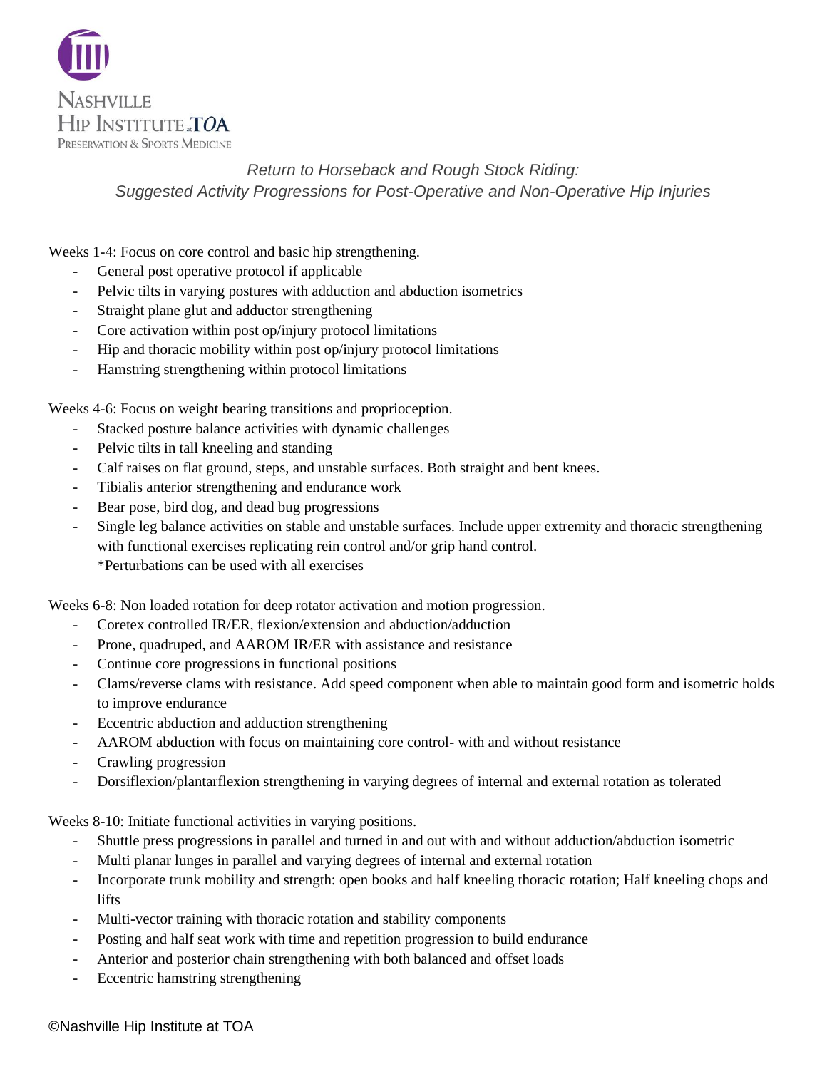Nashville Hip Institute at TOA
Preservation & Sports Medicine

*Return to Horseback and Rough Stock Riding:*
*Suggested Activity Progressions for Post-Operative and Non-Operative Hip Injuries*

Weeks 1-4: Focus on core control and basic hip strengthening.

- General post operative protocol if applicable
- Pelvic tilts in varying postures with adduction and abduction isometrics
- Straight plane glut and adductor strengthening
- Core activation within post op/injury protocol limitations
- Hip and thoracic mobility within post op/injury protocol limitations
- Hamstring strengthening within protocol limitations

Weeks 4-6: Focus on weight bearing transitions and proprioception.

- Stacked posture balance activities with dynamic challenges
- Pelvic tilts in tall kneeling and standing
- Calf raises on flat ground, steps, and unstable surfaces. Both straight and bent knees.
- Tibialis anterior strengthening and endurance work
- Bear pose, bird dog, and dead bug progressions
- Single leg balance activities on stable and unstable surfaces. Include upper extremity and thoracic strengthening with functional exercises replicating rein control and/or grip hand control.
  *Perturbations can be used with all exercises

Weeks 6-8: Non loaded rotation for deep rotator activation and motion progression.

- Coretex controlled IR/ER, flexion/extension and abduction/adduction
- Prone, quadruped, and AAROM IR/ER with assistance and resistance
- Continue core progressions in functional positions
- Clams/reverse clams with resistance. Add speed component when able to maintain good form and isometric holds to improve endurance
- Eccentric abduction and adduction strengthening
- AAROM abduction with focus on maintaining core control- with and without resistance
- Crawling progression
- Dorsiflexion/plantarflexion strengthening in varying degrees of internal and external rotation as tolerated

Weeks 8-10: Initiate functional activities in varying positions.

- Shuttle press progressions in parallel and turned in and out with and without adduction/abduction isometric
- Multi planar lunges in parallel and varying degrees of internal and external rotation
- Incorporate trunk mobility and strength: open books and half kneeling thoracic rotation; Half kneeling chops and lifts
- Multi-vector training with thoracic rotation and stability components
- Posting and half seat work with time and repetition progression to build endurance
- Anterior and posterior chain strengthening with both balanced and offset loads
- Eccentric hamstring strengthening

©Nashville Hip Institute at TOA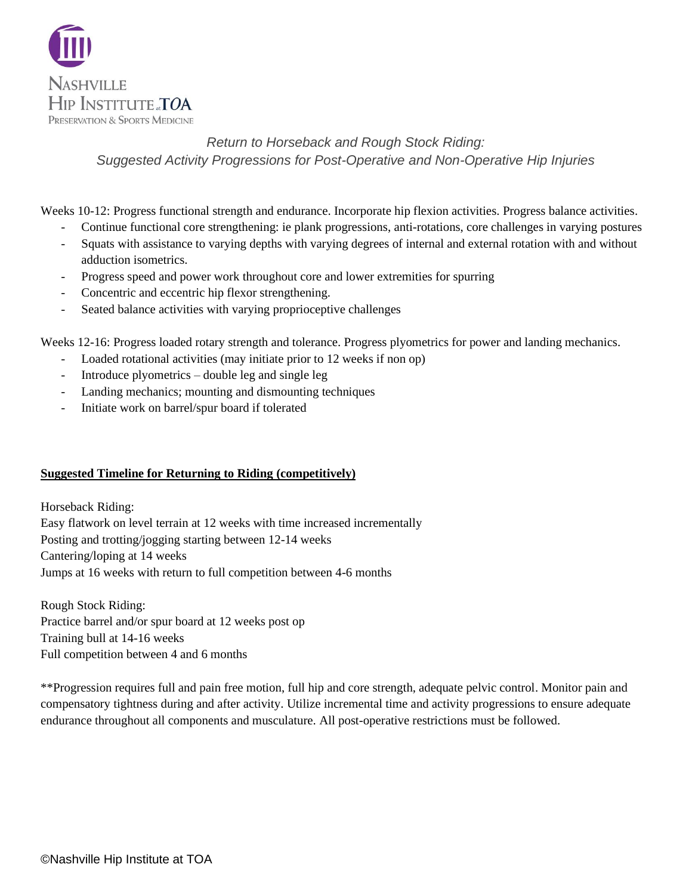*Return to Horseback and Rough Stock Riding:*
*Suggested Activity Progressions for Post-Operative and Non-Operative Hip Injuries*

Weeks 10-12: Progress functional strength and endurance. Incorporate hip flexion activities. Progress balance activities.

- Continue functional core strengthening: ie plank progressions, anti-rotations, core challenges in varying postures
- Squats with assistance to varying depths with varying degrees of internal and external rotation with and without adduction isometrics.
- Progress speed and power work throughout core and lower extremities for spurring
- Concentric and eccentric hip flexor strengthening.
- Seated balance activities with varying proprioceptive challenges

Weeks 12-16: Progress loaded rotary strength and tolerance. Progress plyometrics for power and landing mechanics.

- Loaded rotational activities (may initiate prior to 12 weeks if non op)
- Introduce plyometrics – double leg and single leg
- Landing mechanics; mounting and dismounting techniques
- Initiate work on barrel/spur board if tolerated

**<u>Suggested Timeline for Returning to Riding (competitively)</u>**

Horseback Riding:
Easy flatwork on level terrain at 12 weeks with time increased incrementally
Posting and trotting/jogging starting between 12-14 weeks
Cantering/loping at 14 weeks
Jumps at 16 weeks with return to full competition between 4-6 months

Rough Stock Riding:
Practice barrel and/or spur board at 12 weeks post op
Training bull at 14-16 weeks
Full competition between 4 and 6 months

**Progression requires full and pain free motion, full hip and core strength, adequate pelvic control. Monitor pain and compensatory tightness during and after activity. Utilize incremental time and activity progressions to ensure adequate endurance throughout all components and musculature. All post-operative restrictions must be followed.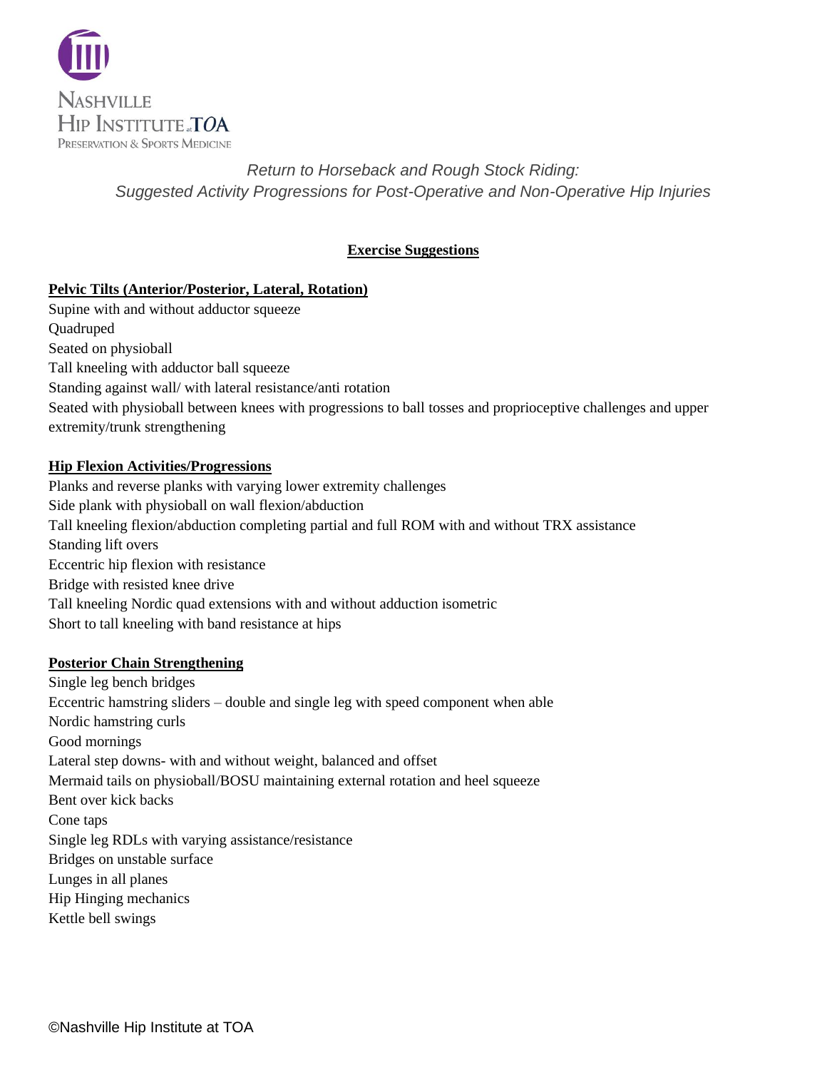Nashville Hip Institute at TOA
Preservation & Sports Medicine

*Return to Horseback and Rough Stock Riding:*
*Suggested Activity Progressions for Post-Operative and Non-Operative Hip Injuries*

## Exercise Suggestions

### Pelvic Tilts (Anterior/Posterior, Lateral, Rotation)

Supine with and without adductor squeeze
Quadruped
Seated on physioball
Tall kneeling with adductor ball squeeze
Standing against wall/ with lateral resistance/anti rotation
Seated with physioball between knees with progressions to ball tosses and proprioceptive challenges and upper extremity/trunk strengthening

### Hip Flexion Activities/Progressions

Planks and reverse planks with varying lower extremity challenges
Side plank with physioball on wall flexion/abduction
Tall kneeling flexion/abduction completing partial and full ROM with and without TRX assistance
Standing lift overs
Eccentric hip flexion with resistance
Bridge with resisted knee drive
Tall kneeling Nordic quad extensions with and without adduction isometric
Short to tall kneeling with band resistance at hips

### Posterior Chain Strengthening

Single leg bench bridges
Eccentric hamstring sliders – double and single leg with speed component when able
Nordic hamstring curls
Good mornings
Lateral step downs- with and without weight, balanced and offset
Mermaid tails on physioball/BOSU maintaining external rotation and heel squeeze
Bent over kick backs
Cone taps
Single leg RDLs with varying assistance/resistance
Bridges on unstable surface
Lunges in all planes
Hip Hinging mechanics
Kettle bell swings

©Nashville Hip Institute at TOA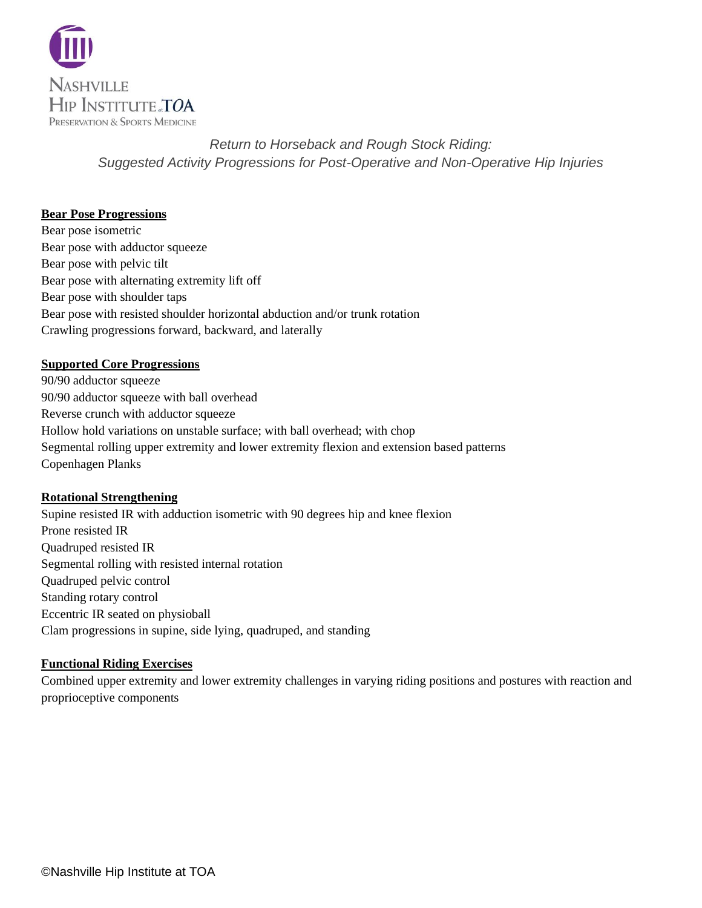Nashville Hip Institute at TOA
Preservation & Sports Medicine

*Return to Horseback and Rough Stock Riding:*
*Suggested Activity Progressions for Post-Operative and Non-Operative Hip Injuries*

**Bear Pose Progressions**

Bear pose isometric
Bear pose with adductor squeeze
Bear pose with pelvic tilt
Bear pose with alternating extremity lift off
Bear pose with shoulder taps
Bear pose with resisted shoulder horizontal abduction and/or trunk rotation
Crawling progressions forward, backward, and laterally

**Supported Core Progressions**

90/90 adductor squeeze
90/90 adductor squeeze with ball overhead
Reverse crunch with adductor squeeze
Hollow hold variations on unstable surface; with ball overhead; with chop
Segmental rolling upper extremity and lower extremity flexion and extension based patterns
Copenhagen Planks

**Rotational Strengthening**

Supine resisted IR with adduction isometric with 90 degrees hip and knee flexion
Prone resisted IR
Quadruped resisted IR
Segmental rolling with resisted internal rotation
Quadruped pelvic control
Standing rotary control
Eccentric IR seated on physioball
Clam progressions in supine, side lying, quadruped, and standing

**Functional Riding Exercises**

Combined upper extremity and lower extremity challenges in varying riding positions and postures with reaction and proprioceptive components

©Nashville Hip Institute at TOA